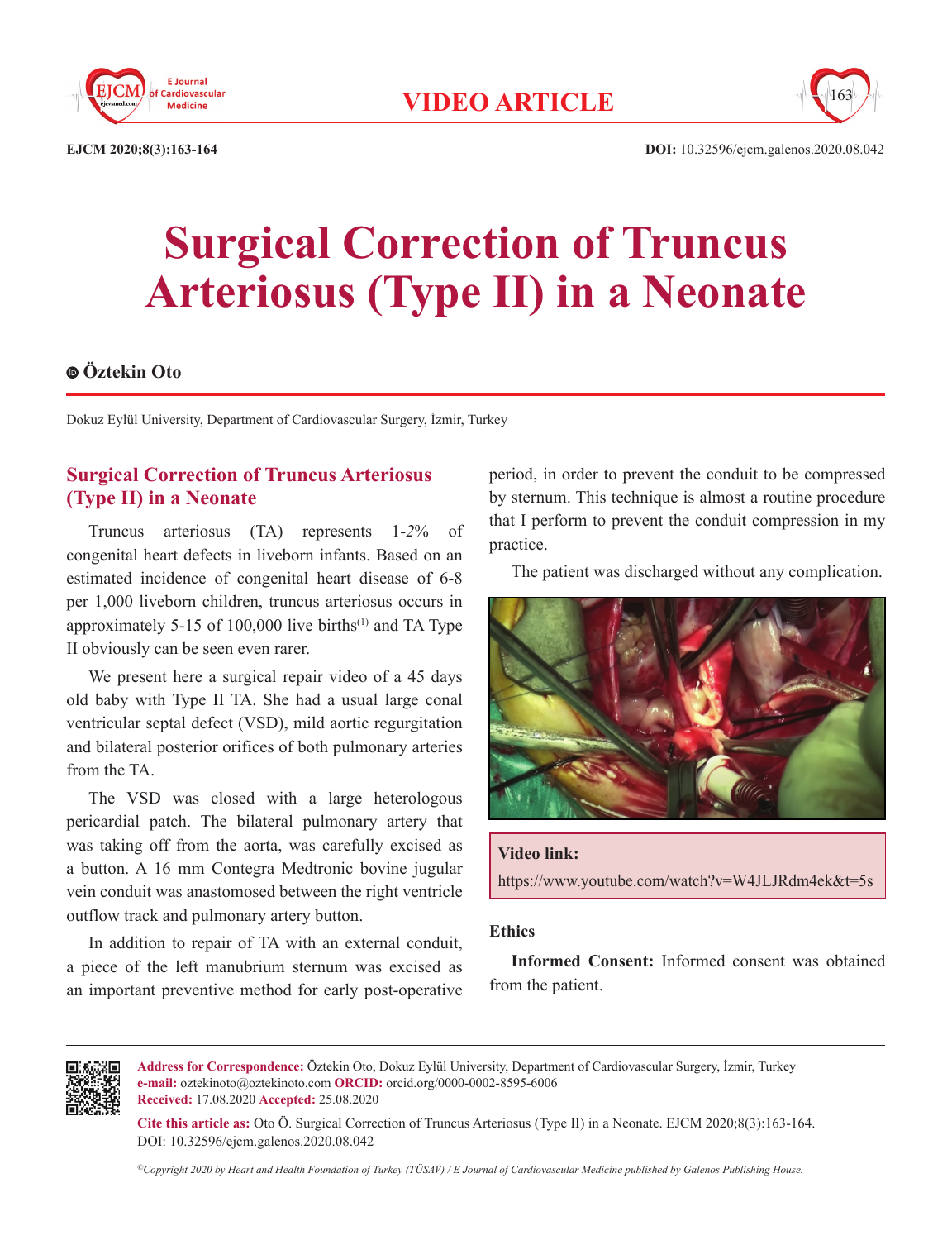VIDEO ARTICLE

# Surgical Correction of Truncus Arteriosus (Type II) in a Neonate

**Öztekin Oto**

Dokuz Eylül University, Department of Cardiovascular Surgery, İzmir, Turkey

## Surgical Correction of Truncus Arteriosus (Type II) in a Neonate

Truncus arteriosus (TA) represents 1-2% of congenital heart defects in liveborn infants. Based on an estimated incidence of congenital heart disease of 6-8 per 1,000 liveborn children, truncus arteriosus occurs in approximately 5-15 of 100,000 live births[1] and TA Type II obviously can be seen even rarer.

We present here a surgical repair video of a 45 days old baby with Type II TA. She had a usual large conal ventricular septal defect (VSD), mild aortic regurgitation and bilateral posterior orifices of both pulmonary arteries from the TA.

The VSD was closed with a large heterologous pericardial patch. The bilateral pulmonary artery that was taking off from the aorta, was carefully excised as a button. A 16 mm Contegra Medtronic bovine jugular vein conduit was anastomosed between the right ventricle outflow track and pulmonary artery button.

In addition to repair of TA with an external conduit, a piece of the left manubrium sternum was excised as an important preventive method for early post-operative period, in order to prevent the conduit to be compressed by sternum. This technique is almost a routine procedure that I perform to prevent the conduit compression in my practice.

The patient was discharged without any complication.

**Video link:**
https://www.youtube.com/watch?v=W4JLJRdm4ek&t=5s

### Ethics

**Informed Consent:** Informed consent was obtained from the patient.

---

**Address for Correspondence:** Öztekin Oto, Dokuz Eylül University, Department of Cardiovascular Surgery, İzmir, Turkey
**e-mail:** oztekinoto@oztekinoto.com **ORCID:** orcid.org/0000-0002-8595-6006
**Received:** 17.08.2020 **Accepted:** 25.08.2020

**Cite this article as:** Oto Ö. Surgical Correction of Truncus Arteriosus (Type II) in a Neonate. EJCM 2020;8(3):163-164. DOI: 10.32596/ejcm.galenos.2020.08.042

*©Copyright 2020 by Heart and Health Foundation of Turkey (TÜSAV) / E Journal of Cardiovascular Medicine published by Galenos Publishing House.*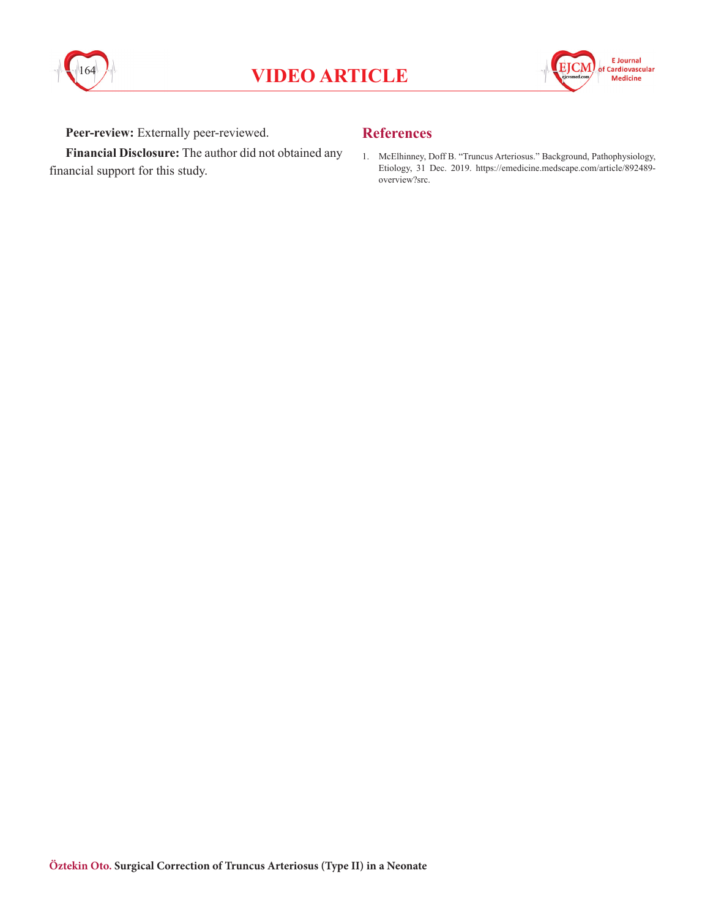**Peer-review:** Externally peer-reviewed.

**Financial Disclosure:** The author did not obtained any financial support for this study.

## References

1. McElhinney, Doff B. "Truncus Arteriosus." Background, Pathophysiology, Etiology, 31 Dec. 2019. https://emedicine.medscape.com/article/892489-overview?src.